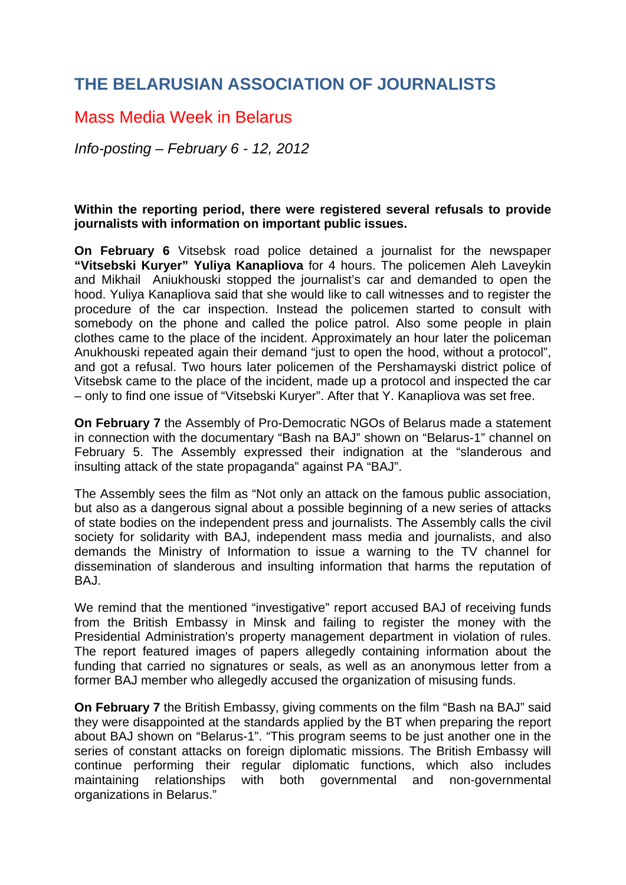# THE BELARUSIAN ASSOCIATION OF JOURNALISTS

## Mass Media Week in Belarus

*Info-posting – February 6 - 12, 2012*

**Within the reporting period, there were registered several refusals to provide journalists with information on important public issues.**

**On February 6** Vitsebsk road police detained a journalist for the newspaper **"Vitsebski Kuryer" Yuliya Kanapliova** for 4 hours. The policemen Aleh Laveykin and Mikhail Aniukhouski stopped the journalist's car and demanded to open the hood. Yuliya Kanapliova said that she would like to call witnesses and to register the procedure of the car inspection. Instead the policemen started to consult with somebody on the phone and called the police patrol. Also some people in plain clothes came to the place of the incident. Approximately an hour later the policeman Anukhouski repeated again their demand "just to open the hood, without a protocol", and got a refusal. Two hours later policemen of the Pershamayski district police of Vitsebsk came to the place of the incident, made up a protocol and inspected the car – only to find one issue of "Vitsebski Kuryer". After that Y. Kanapliova was set free.

**On February 7** the Assembly of Pro-Democratic NGOs of Belarus made a statement in connection with the documentary "Bash na BAJ" shown on "Belarus-1" channel on February 5. The Assembly expressed their indignation at the "slanderous and insulting attack of the state propaganda" against PA "BAJ".

The Assembly sees the film as "Not only an attack on the famous public association, but also as a dangerous signal about a possible beginning of a new series of attacks of state bodies on the independent press and journalists. The Assembly calls the civil society for solidarity with BAJ, independent mass media and journalists, and also demands the Ministry of Information to issue a warning to the TV channel for dissemination of slanderous and insulting information that harms the reputation of BAJ.

We remind that the mentioned "investigative" report accused BAJ of receiving funds from the British Embassy in Minsk and failing to register the money with the Presidential Administration's property management department in violation of rules. The report featured images of papers allegedly containing information about the funding that carried no signatures or seals, as well as an anonymous letter from a former BAJ member who allegedly accused the organization of misusing funds.

**On February 7** the British Embassy, giving comments on the film "Bash na BAJ" said they were disappointed at the standards applied by the BT when preparing the report about BAJ shown on "Belarus-1". "This program seems to be just another one in the series of constant attacks on foreign diplomatic missions. The British Embassy will continue performing their regular diplomatic functions, which also includes maintaining relationships with both governmental and non-governmental organizations in Belarus."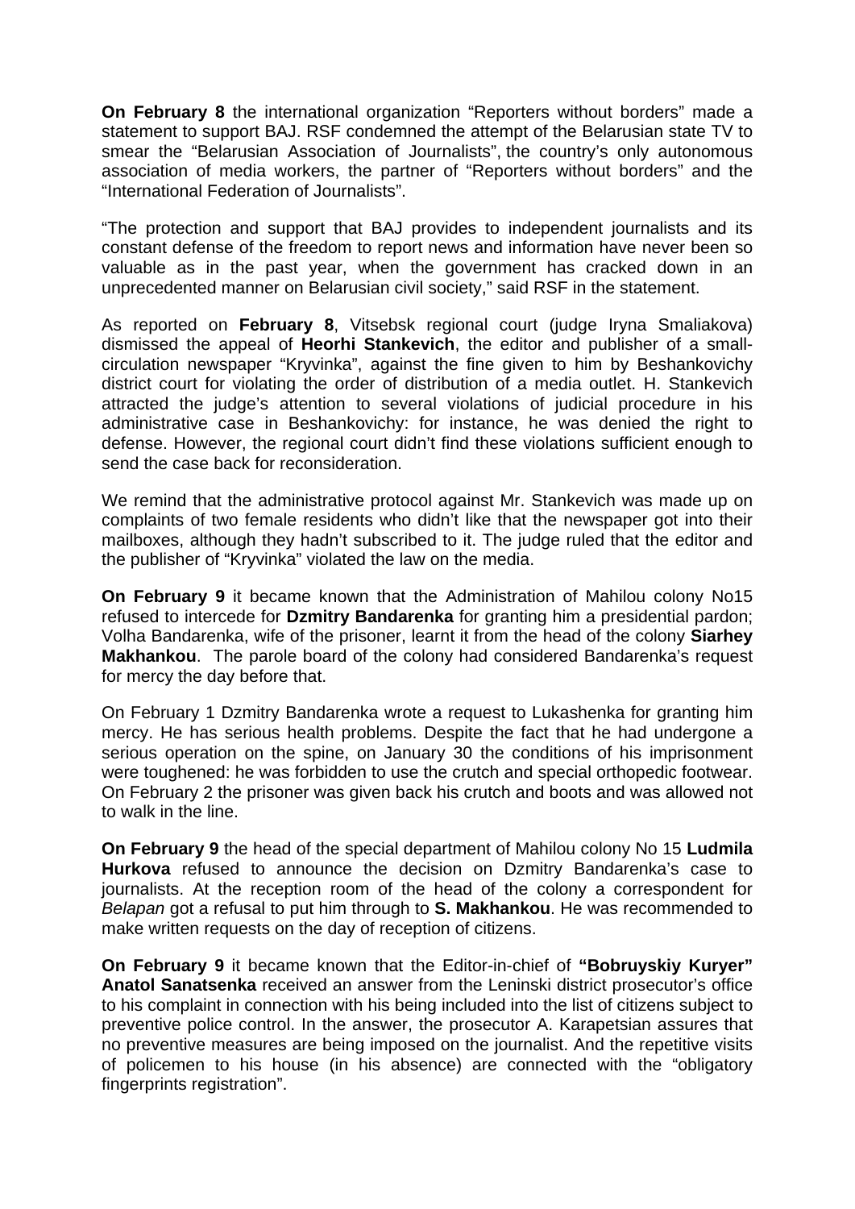**On February 8** the international organization "Reporters without borders" made a statement to support BAJ. RSF condemned the attempt of the Belarusian state TV to smear the "Belarusian Association of Journalists", the country's only autonomous association of media workers, the partner of "Reporters without borders" and the "International Federation of Journalists".

"The protection and support that BAJ provides to independent journalists and its constant defense of the freedom to report news and information have never been so valuable as in the past year, when the government has cracked down in an unprecedented manner on Belarusian civil society," said RSF in the statement.

As reported on **February 8**, Vitsebsk regional court (judge Iryna Smaliakova) dismissed the appeal of **Heorhi Stankevich**, the editor and publisher of a small-circulation newspaper "Kryvinka", against the fine given to him by Beshankovichy district court for violating the order of distribution of a media outlet. H. Stankevich attracted the judge's attention to several violations of judicial procedure in his administrative case in Beshankovichy: for instance, he was denied the right to defense. However, the regional court didn't find these violations sufficient enough to send the case back for reconsideration.

We remind that the administrative protocol against Mr. Stankevich was made up on complaints of two female residents who didn't like that the newspaper got into their mailboxes, although they hadn't subscribed to it. The judge ruled that the editor and the publisher of "Kryvinka" violated the law on the media.

**On February 9** it became known that the Administration of Mahilou colony No15 refused to intercede for **Dzmitry Bandarenka** for granting him a presidential pardon; Volha Bandarenka, wife of the prisoner, learnt it from the head of the colony **Siarhey Makhankou**. The parole board of the colony had considered Bandarenka's request for mercy the day before that.

On February 1 Dzmitry Bandarenka wrote a request to Lukashenka for granting him mercy. He has serious health problems. Despite the fact that he had undergone a serious operation on the spine, on January 30 the conditions of his imprisonment were toughened: he was forbidden to use the crutch and special orthopedic footwear. On February 2 the prisoner was given back his crutch and boots and was allowed not to walk in the line.

**On February 9** the head of the special department of Mahilou colony No 15 **Ludmila Hurkova** refused to announce the decision on Dzmitry Bandarenka's case to journalists. At the reception room of the head of the colony a correspondent for *Belapan* got a refusal to put him through to **S. Makhankou**. He was recommended to make written requests on the day of reception of citizens.

**On February 9** it became known that the Editor-in-chief of **"Bobruyskiy Kuryer" Anatol Sanatsenka** received an answer from the Leninski district prosecutor's office to his complaint in connection with his being included into the list of citizens subject to preventive police control. In the answer, the prosecutor A. Karapetsian assures that no preventive measures are being imposed on the journalist. And the repetitive visits of policemen to his house (in his absence) are connected with the "obligatory fingerprints registration".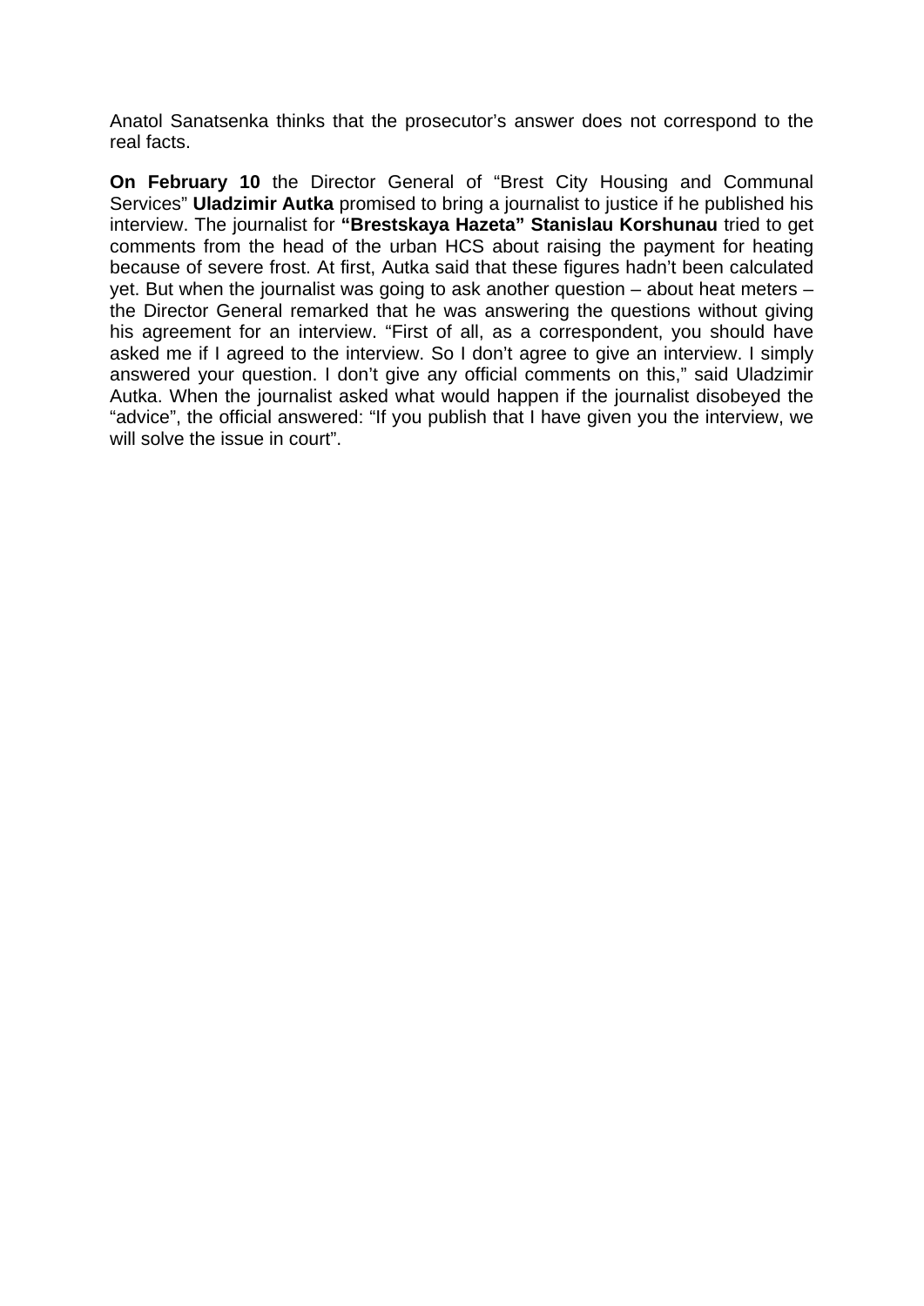Anatol Sanatsenka thinks that the prosecutor's answer does not correspond to the real facts.

**On February 10** the Director General of "Brest City Housing and Communal Services" **Uladzimir Autka** promised to bring a journalist to justice if he published his interview. The journalist for **"Brestskaya Hazeta" Stanislau Korshunau** tried to get comments from the head of the urban HCS about raising the payment for heating because of severe frost. At first, Autka said that these figures hadn't been calculated yet. But when the journalist was going to ask another question – about heat meters – the Director General remarked that he was answering the questions without giving his agreement for an interview. "First of all, as a correspondent, you should have asked me if I agreed to the interview. So I don't agree to give an interview. I simply answered your question. I don't give any official comments on this," said Uladzimir Autka. When the journalist asked what would happen if the journalist disobeyed the "advice", the official answered: "If you publish that I have given you the interview, we will solve the issue in court".